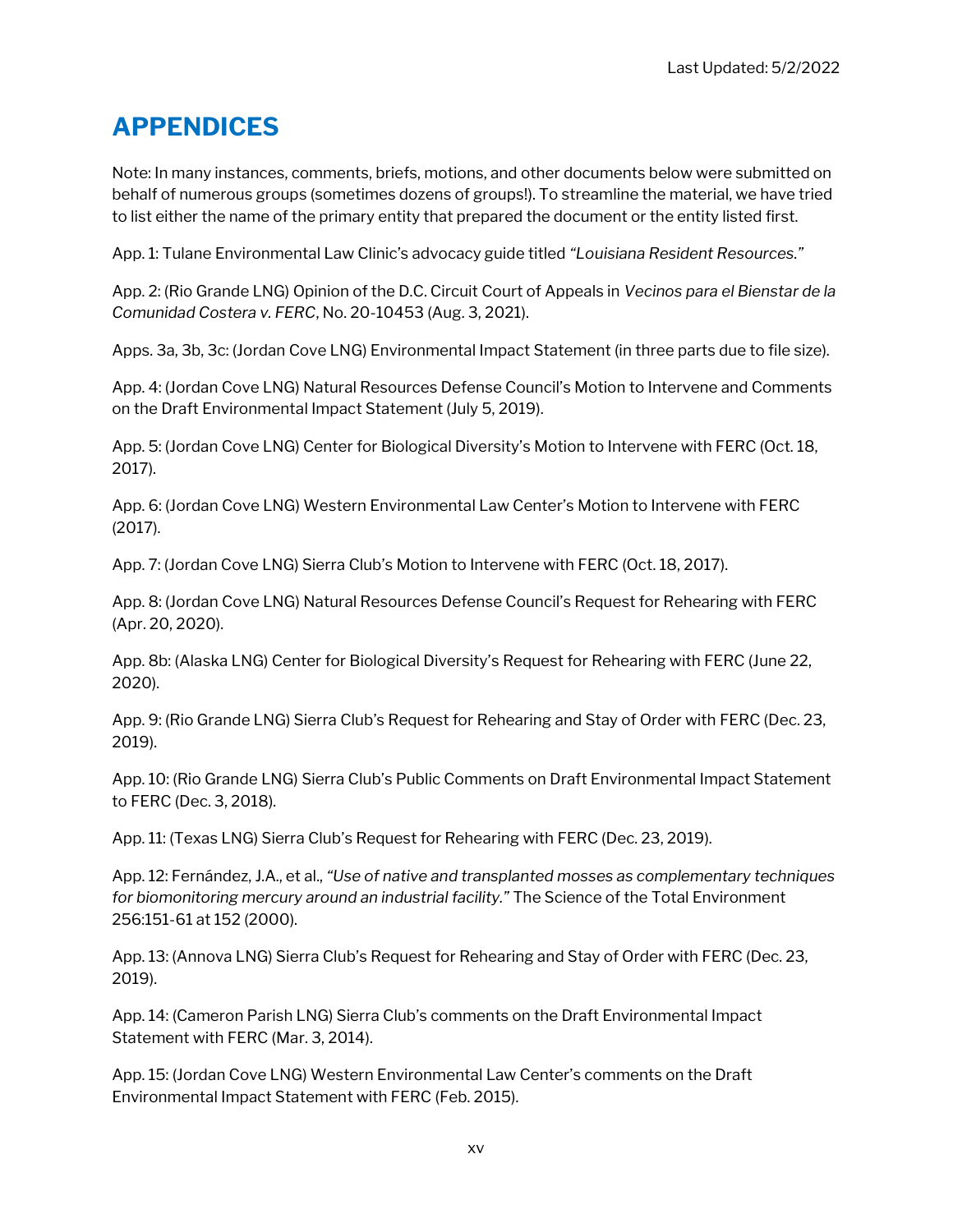Last Updated: 5/2/2022

# APPENDICES

Note: In many instances, comments, briefs, motions, and other documents below were submitted on behalf of numerous groups (sometimes dozens of groups!). To streamline the material, we have tried to list either the name of the primary entity that prepared the document or the entity listed first.

App. 1: Tulane Environmental Law Clinic's advocacy guide titled *"Louisiana Resident Resources."*

App. 2: (Rio Grande LNG) Opinion of the D.C. Circuit Court of Appeals in *Vecinos para el Bienstar de la Comunidad Costera v. FERC*, No. 20-10453 (Aug. 3, 2021).

Apps. 3a, 3b, 3c: (Jordan Cove LNG) Environmental Impact Statement (in three parts due to file size).

App. 4: (Jordan Cove LNG) Natural Resources Defense Council's Motion to Intervene and Comments on the Draft Environmental Impact Statement (July 5, 2019).

App. 5: (Jordan Cove LNG) Center for Biological Diversity's Motion to Intervene with FERC (Oct. 18, 2017).

App. 6: (Jordan Cove LNG) Western Environmental Law Center's Motion to Intervene with FERC (2017).

App. 7: (Jordan Cove LNG) Sierra Club's Motion to Intervene with FERC (Oct. 18, 2017).

App. 8: (Jordan Cove LNG) Natural Resources Defense Council's Request for Rehearing with FERC (Apr. 20, 2020).

App. 8b: (Alaska LNG) Center for Biological Diversity's Request for Rehearing with FERC (June 22, 2020).

App. 9: (Rio Grande LNG) Sierra Club's Request for Rehearing and Stay of Order with FERC (Dec. 23, 2019).

App. 10: (Rio Grande LNG) Sierra Club's Public Comments on Draft Environmental Impact Statement to FERC (Dec. 3, 2018).

App. 11: (Texas LNG) Sierra Club's Request for Rehearing with FERC (Dec. 23, 2019).

App. 12: Fernández, J.A., et al., *"Use of native and transplanted mosses as complementary techniques for biomonitoring mercury around an industrial facility."* The Science of the Total Environment 256:151-61 at 152 (2000).

App. 13: (Annova LNG) Sierra Club's Request for Rehearing and Stay of Order with FERC (Dec. 23, 2019).

App. 14: (Cameron Parish LNG) Sierra Club's comments on the Draft Environmental Impact Statement with FERC (Mar. 3, 2014).

App. 15: (Jordan Cove LNG) Western Environmental Law Center's comments on the Draft Environmental Impact Statement with FERC (Feb. 2015).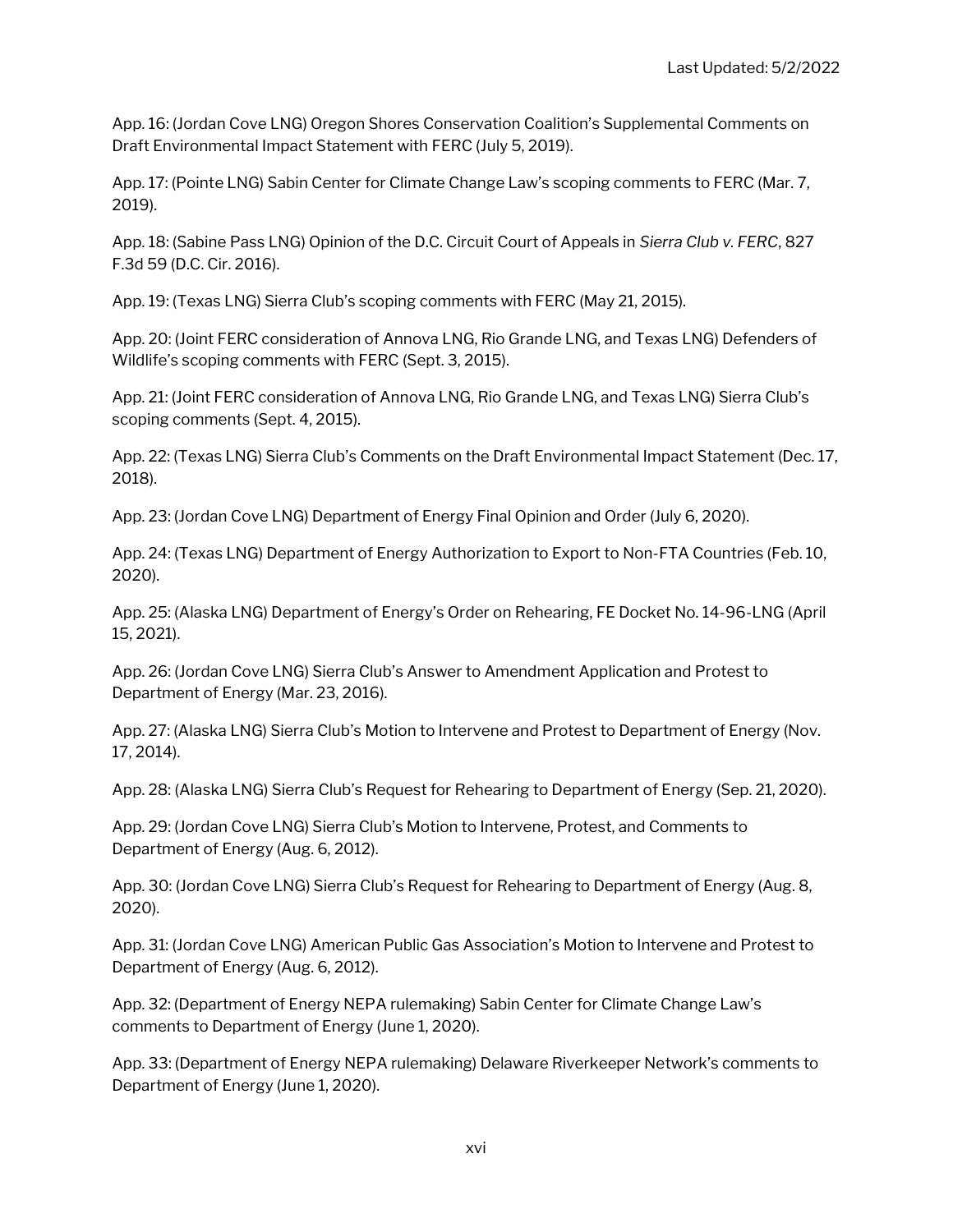App. 16: (Jordan Cove LNG) Oregon Shores Conservation Coalition's Supplemental Comments on Draft Environmental Impact Statement with FERC (July 5, 2019).

App. 17: (Pointe LNG) Sabin Center for Climate Change Law's scoping comments to FERC (Mar. 7, 2019).

App. 18: (Sabine Pass LNG) Opinion of the D.C. Circuit Court of Appeals in *Sierra Club v. FERC*, 827 F.3d 59 (D.C. Cir. 2016).

App. 19: (Texas LNG) Sierra Club's scoping comments with FERC (May 21, 2015).

App. 20: (Joint FERC consideration of Annova LNG, Rio Grande LNG, and Texas LNG) Defenders of Wildlife's scoping comments with FERC (Sept. 3, 2015).

App. 21: (Joint FERC consideration of Annova LNG, Rio Grande LNG, and Texas LNG) Sierra Club's scoping comments (Sept. 4, 2015).

App. 22: (Texas LNG) Sierra Club's Comments on the Draft Environmental Impact Statement (Dec. 17, 2018).

App. 23: (Jordan Cove LNG) Department of Energy Final Opinion and Order (July 6, 2020).

App. 24: (Texas LNG) Department of Energy Authorization to Export to Non-FTA Countries (Feb. 10, 2020).

App. 25: (Alaska LNG) Department of Energy's Order on Rehearing, FE Docket No. 14-96-LNG (April 15, 2021).

App. 26: (Jordan Cove LNG) Sierra Club's Answer to Amendment Application and Protest to Department of Energy (Mar. 23, 2016).

App. 27: (Alaska LNG) Sierra Club's Motion to Intervene and Protest to Department of Energy (Nov. 17, 2014).

App. 28: (Alaska LNG) Sierra Club's Request for Rehearing to Department of Energy (Sep. 21, 2020).

App. 29: (Jordan Cove LNG) Sierra Club's Motion to Intervene, Protest, and Comments to Department of Energy (Aug. 6, 2012).

App. 30: (Jordan Cove LNG) Sierra Club's Request for Rehearing to Department of Energy (Aug. 8, 2020).

App. 31: (Jordan Cove LNG) American Public Gas Association's Motion to Intervene and Protest to Department of Energy (Aug. 6, 2012).

App. 32: (Department of Energy NEPA rulemaking) Sabin Center for Climate Change Law's comments to Department of Energy (June 1, 2020).

App. 33: (Department of Energy NEPA rulemaking) Delaware Riverkeeper Network's comments to Department of Energy (June 1, 2020).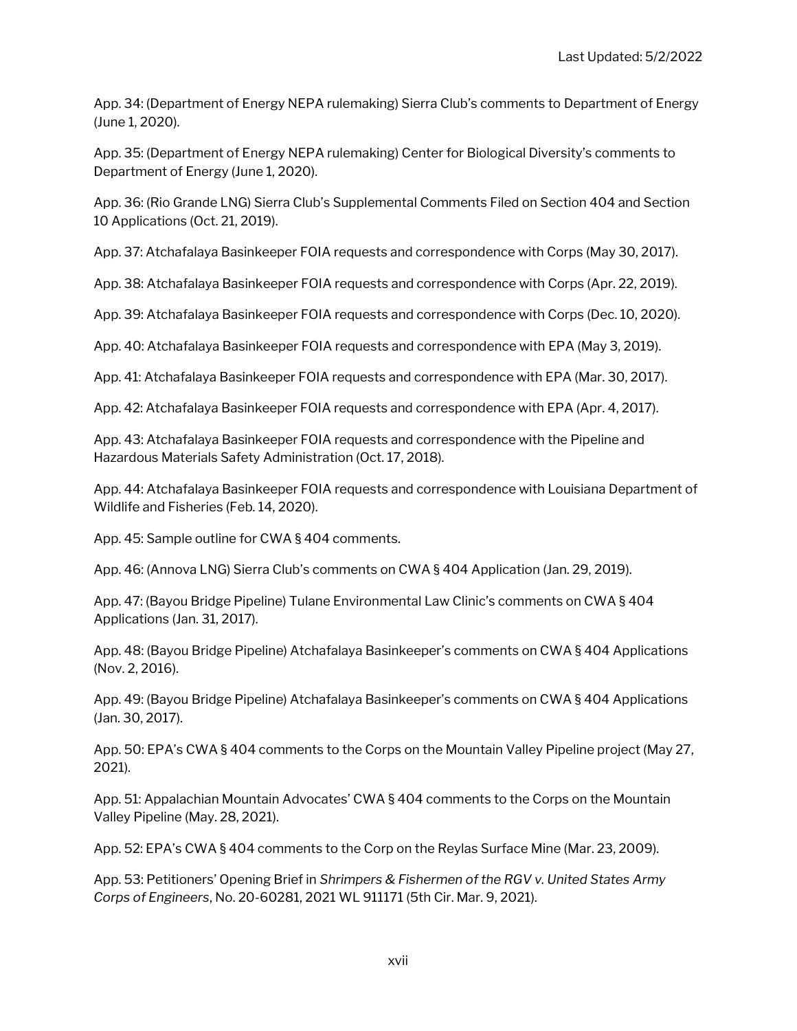App. 34: (Department of Energy NEPA rulemaking) Sierra Club's comments to Department of Energy (June 1, 2020).

App. 35: (Department of Energy NEPA rulemaking) Center for Biological Diversity's comments to Department of Energy (June 1, 2020).

App. 36: (Rio Grande LNG) Sierra Club's Supplemental Comments Filed on Section 404 and Section 10 Applications (Oct. 21, 2019).

App. 37: Atchafalaya Basinkeeper FOIA requests and correspondence with Corps (May 30, 2017).

App. 38: Atchafalaya Basinkeeper FOIA requests and correspondence with Corps (Apr. 22, 2019).

App. 39: Atchafalaya Basinkeeper FOIA requests and correspondence with Corps (Dec. 10, 2020).

App. 40: Atchafalaya Basinkeeper FOIA requests and correspondence with EPA (May 3, 2019).

App. 41: Atchafalaya Basinkeeper FOIA requests and correspondence with EPA (Mar. 30, 2017).

App. 42: Atchafalaya Basinkeeper FOIA requests and correspondence with EPA (Apr. 4, 2017).

App. 43: Atchafalaya Basinkeeper FOIA requests and correspondence with the Pipeline and Hazardous Materials Safety Administration (Oct. 17, 2018).

App. 44: Atchafalaya Basinkeeper FOIA requests and correspondence with Louisiana Department of Wildlife and Fisheries (Feb. 14, 2020).

App. 45: Sample outline for CWA § 404 comments.

App. 46: (Annova LNG) Sierra Club's comments on CWA § 404 Application (Jan. 29, 2019).

App. 47: (Bayou Bridge Pipeline) Tulane Environmental Law Clinic's comments on CWA § 404 Applications (Jan. 31, 2017).

App. 48: (Bayou Bridge Pipeline) Atchafalaya Basinkeeper's comments on CWA § 404 Applications (Nov. 2, 2016).

App. 49: (Bayou Bridge Pipeline) Atchafalaya Basinkeeper's comments on CWA § 404 Applications (Jan. 30, 2017).

App. 50: EPA's CWA § 404 comments to the Corps on the Mountain Valley Pipeline project (May 27, 2021).

App. 51: Appalachian Mountain Advocates' CWA § 404 comments to the Corps on the Mountain Valley Pipeline (May. 28, 2021).

App. 52: EPA's CWA § 404 comments to the Corp on the Reylas Surface Mine (Mar. 23, 2009).

App. 53: Petitioners' Opening Brief in *Shrimpers & Fishermen of the RGV v. United States Army Corps of Engineers*, No. 20-60281, 2021 WL 911171 (5th Cir. Mar. 9, 2021).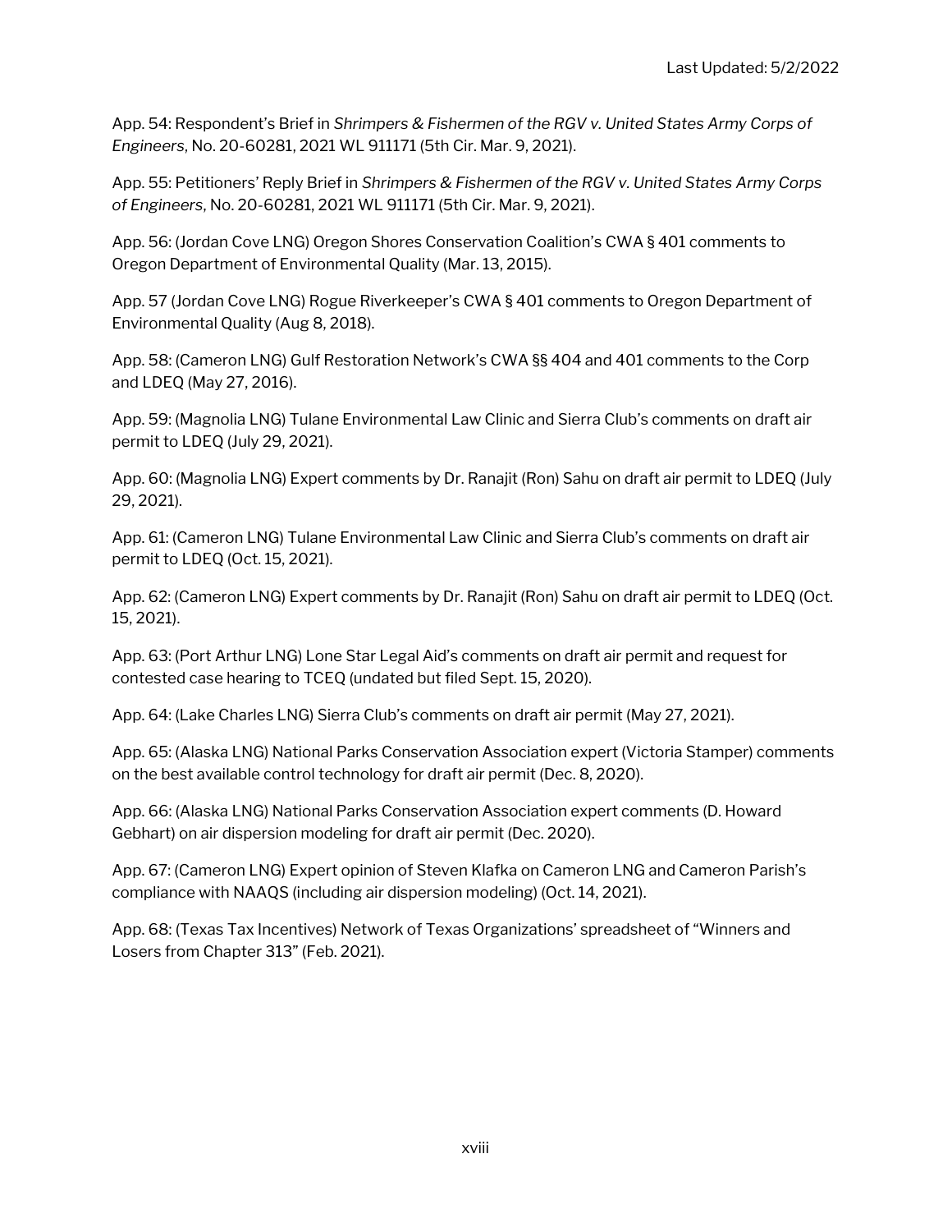App. 54: Respondent's Brief in *Shrimpers & Fishermen of the RGV v. United States Army Corps of Engineers*, No. 20-60281, 2021 WL 911171 (5th Cir. Mar. 9, 2021).

App. 55: Petitioners' Reply Brief in *Shrimpers & Fishermen of the RGV v. United States Army Corps of Engineers*, No. 20-60281, 2021 WL 911171 (5th Cir. Mar. 9, 2021).

App. 56: (Jordan Cove LNG) Oregon Shores Conservation Coalition's CWA § 401 comments to Oregon Department of Environmental Quality (Mar. 13, 2015).

App. 57 (Jordan Cove LNG) Rogue Riverkeeper's CWA § 401 comments to Oregon Department of Environmental Quality (Aug 8, 2018).

App. 58: (Cameron LNG) Gulf Restoration Network's CWA §§ 404 and 401 comments to the Corp and LDEQ (May 27, 2016).

App. 59: (Magnolia LNG) Tulane Environmental Law Clinic and Sierra Club's comments on draft air permit to LDEQ (July 29, 2021).

App. 60: (Magnolia LNG) Expert comments by Dr. Ranajit (Ron) Sahu on draft air permit to LDEQ (July 29, 2021).

App. 61: (Cameron LNG) Tulane Environmental Law Clinic and Sierra Club's comments on draft air permit to LDEQ (Oct. 15, 2021).

App. 62: (Cameron LNG) Expert comments by Dr. Ranajit (Ron) Sahu on draft air permit to LDEQ (Oct. 15, 2021).

App. 63: (Port Arthur LNG) Lone Star Legal Aid's comments on draft air permit and request for contested case hearing to TCEQ (undated but filed Sept. 15, 2020).

App. 64: (Lake Charles LNG) Sierra Club's comments on draft air permit (May 27, 2021).

App. 65: (Alaska LNG) National Parks Conservation Association expert (Victoria Stamper) comments on the best available control technology for draft air permit (Dec. 8, 2020).

App. 66: (Alaska LNG) National Parks Conservation Association expert comments (D. Howard Gebhart) on air dispersion modeling for draft air permit (Dec. 2020).

App. 67: (Cameron LNG) Expert opinion of Steven Klafka on Cameron LNG and Cameron Parish's compliance with NAAQS (including air dispersion modeling) (Oct. 14, 2021).

App. 68: (Texas Tax Incentives) Network of Texas Organizations' spreadsheet of "Winners and Losers from Chapter 313" (Feb. 2021).